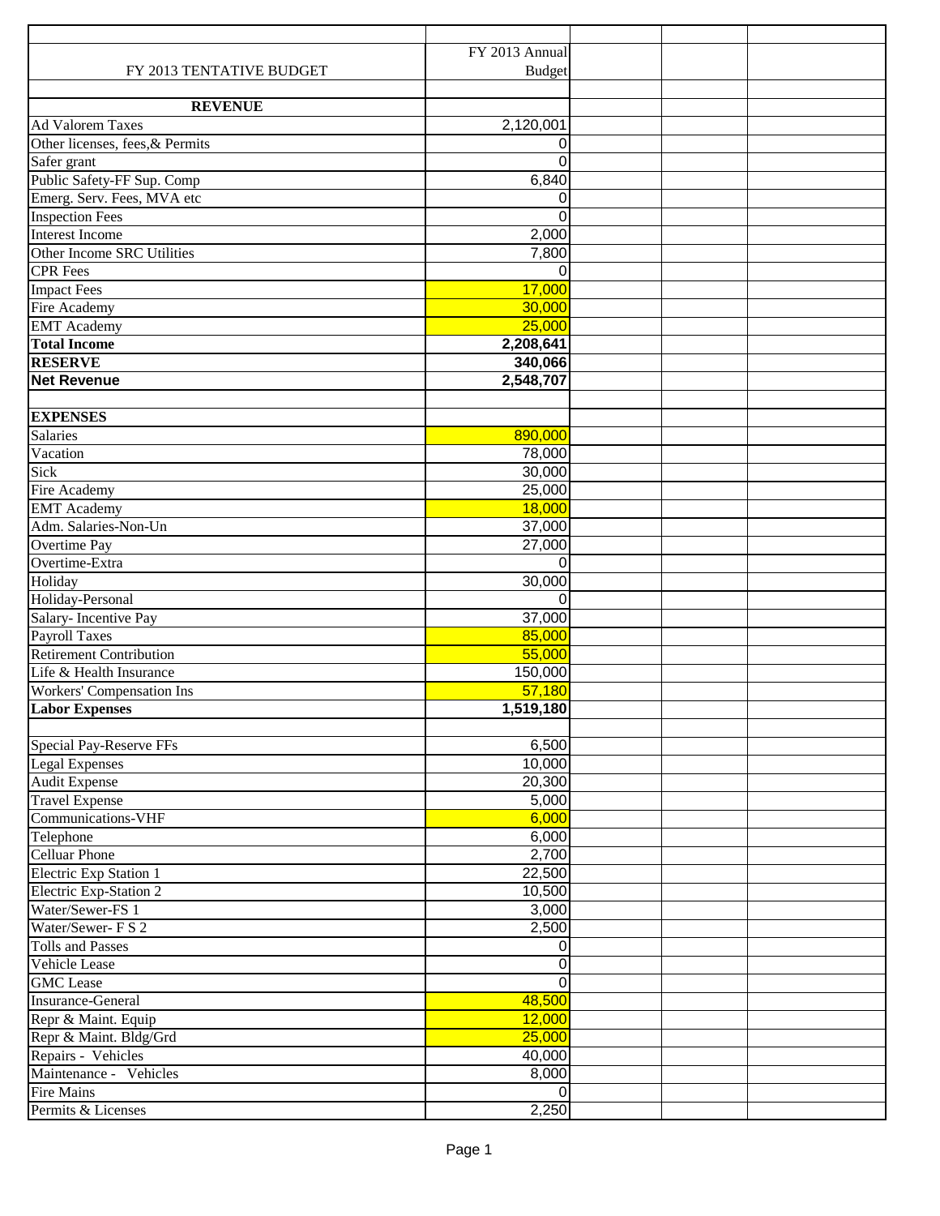| FY 2013 TENTATIVE BUDGET | FY 2013 Annual Budget | | | |
|---|---|---|---|---|
| | | | | |
| **REVENUE** | | | | |
| Ad Valorem Taxes | 2,120,001 | | | |
| Other licenses, fees,& Permits | 0 | | | |
| Safer grant | 0 | | | |
| Public Safety-FF Sup. Comp | 6,840 | | | |
| Emerg. Serv. Fees, MVA etc | 0 | | | |
| Inspection Fees | 0 | | | |
| Interest Income | 2,000 | | | |
| Other Income SRC Utilities | 7,800 | | | |
| CPR Fees | 0 | | | |
| Impact Fees | 17,000 | | | |
| Fire Academy | 30,000 | | | |
| EMT Academy | 25,000 | | | |
| **Total Income** | **2,208,641** | | | |
| **RESERVE** | **340,066** | | | |
| **Net Revenue** | **2,548,707** | | | |
| | | | | |
| **EXPENSES** | | | | |
| Salaries | 890,000 | | | |
| Vacation | 78,000 | | | |
| Sick | 30,000 | | | |
| Fire Academy | 25,000 | | | |
| EMT Academy | 18,000 | | | |
| Adm. Salaries-Non-Un | 37,000 | | | |
| Overtime Pay | 27,000 | | | |
| Overtime-Extra | 0 | | | |
| Holiday | 30,000 | | | |
| Holiday-Personal | 0 | | | |
| Salary- Incentive Pay | 37,000 | | | |
| Payroll Taxes | 85,000 | | | |
| Retirement Contribution | 55,000 | | | |
| Life & Health Insurance | 150,000 | | | |
| Workers' Compensation Ins | 57,180 | | | |
| **Labor Expenses** | **1,519,180** | | | |
| | | | | |
| Special Pay-Reserve FFs | 6,500 | | | |
| Legal Expenses | 10,000 | | | |
| Audit Expense | 20,300 | | | |
| Travel Expense | 5,000 | | | |
| Communications-VHF | 6,000 | | | |
| Telephone | 6,000 | | | |
| Celluar Phone | 2,700 | | | |
| Electric Exp Station 1 | 22,500 | | | |
| Electric Exp-Station 2 | 10,500 | | | |
| Water/Sewer-FS 1 | 3,000 | | | |
| Water/Sewer- F S 2 | 2,500 | | | |
| Tolls and Passes | 0 | | | |
| Vehicle Lease | 0 | | | |
| GMC Lease | 0 | | | |
| Insurance-General | 48,500 | | | |
| Repr & Maint. Equip | 12,000 | | | |
| Repr & Maint. Bldg/Grd | 25,000 | | | |
| Repairs - Vehicles | 40,000 | | | |
| Maintenance - Vehicles | 8,000 | | | |
| Fire Mains | 0 | | | |
| Permits & Licenses | 2,250 | | | |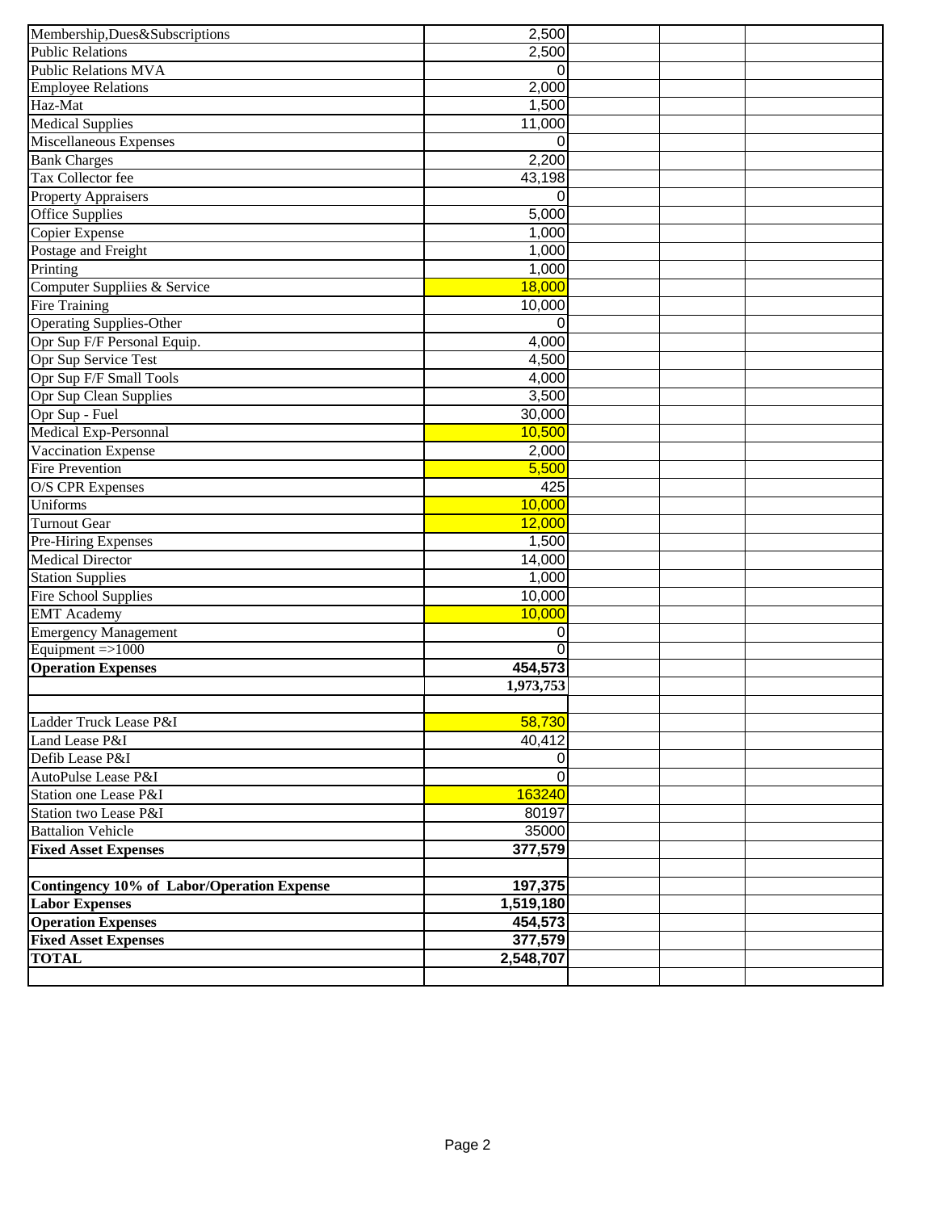| | | | | |
|---|---|---|---|---|
| Membership,Dues&Subscriptions | 2,500 | | | |
| Public Relations | 2,500 | | | |
| Public Relations MVA | 0 | | | |
| Employee Relations | 2,000 | | | |
| Haz-Mat | 1,500 | | | |
| Medical Supplies | 11,000 | | | |
| Miscellaneous Expenses | 0 | | | |
| Bank Charges | 2,200 | | | |
| Tax Collector fee | 43,198 | | | |
| Property Appraisers | 0 | | | |
| Office Supplies | 5,000 | | | |
| Copier Expense | 1,000 | | | |
| Postage and Freight | 1,000 | | | |
| Printing | 1,000 | | | |
| Computer Suppliies & Service | 18,000 | | | |
| Fire Training | 10,000 | | | |
| Operating Supplies-Other | 0 | | | |
| Opr Sup F/F Personal Equip. | 4,000 | | | |
| Opr Sup Service Test | 4,500 | | | |
| Opr Sup F/F Small Tools | 4,000 | | | |
| Opr Sup Clean Supplies | 3,500 | | | |
| Opr Sup - Fuel | 30,000 | | | |
| Medical Exp-Personnal | 10,500 | | | |
| Vaccination Expense | 2,000 | | | |
| Fire Prevention | 5,500 | | | |
| O/S CPR Expenses | 425 | | | |
| Uniforms | 10,000 | | | |
| Turnout Gear | 12,000 | | | |
| Pre-Hiring Expenses | 1,500 | | | |
| Medical Director | 14,000 | | | |
| Station Supplies | 1,000 | | | |
| Fire School Supplies | 10,000 | | | |
| EMT Academy | 10,000 | | | |
| Emergency Management | 0 | | | |
| Equipment =>1000 | 0 | | | |
| **Operation Expenses** | **454,573** | | | |
| | **1,973,753** | | | |
| | | | | |
| Ladder Truck Lease P&I | 58,730 | | | |
| Land Lease P&I | 40,412 | | | |
| Defib Lease P&I | 0 | | | |
| AutoPulse Lease P&I | 0 | | | |
| Station one Lease P&I | 163240 | | | |
| Station two Lease P&I | 80197 | | | |
| Battalion Vehicle | 35000 | | | |
| **Fixed Asset Expenses** | **377,579** | | | |
| | | | | |
| **Contingency 10% of Labor/Operation Expense** | **197,375** | | | |
| **Labor Expenses** | **1,519,180** | | | |
| **Operation Expenses** | **454,573** | | | |
| **Fixed Asset Expenses** | **377,579** | | | |
| **TOTAL** | **2,548,707** | | | |
| | | | | |